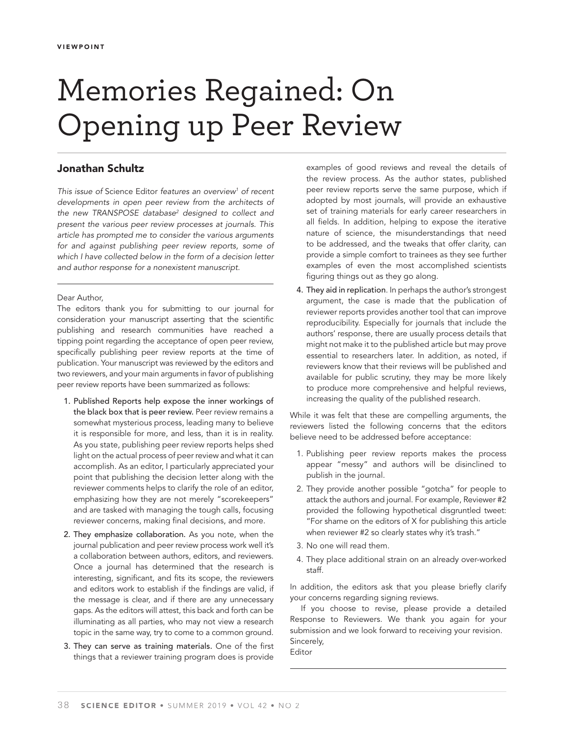VIEWPOINT

# Memories Regained: On Opening up Peer Review

## Jonathan Schultz

*This issue of* Science Editor *features an overview[1] of recent developments in open peer review from the architects of the new TRANSPOSE database[2] designed to collect and present the various peer review processes at journals. This article has prompted me to consider the various arguments for and against publishing peer review reports, some of which I have collected below in the form of a decision letter and author response for a nonexistent manuscript.*

---

Dear Author,

The editors thank you for submitting to our journal for consideration your manuscript asserting that the scientific publishing and research communities have reached a tipping point regarding the acceptance of open peer review, specifically publishing peer review reports at the time of publication. Your manuscript was reviewed by the editors and two reviewers, and your main arguments in favor of publishing peer review reports have been summarized as follows:

1. **Published Reports help expose the inner workings of the black box that is peer review.** Peer review remains a somewhat mysterious process, leading many to believe it is responsible for more, and less, than it is in reality. As you state, publishing peer review reports helps shed light on the actual process of peer review and what it can accomplish. As an editor, I particularly appreciated your point that publishing the decision letter along with the reviewer comments helps to clarify the role of an editor, emphasizing how they are not merely "scorekeepers" and are tasked with managing the tough calls, focusing reviewer concerns, making final decisions, and more.
2. **They emphasize collaboration.** As you note, when the journal publication and peer review process work well it's a collaboration between authors, editors, and reviewers. Once a journal has determined that the research is interesting, significant, and fits its scope, the reviewers and editors work to establish if the findings are valid, if the message is clear, and if there are any unnecessary gaps. As the editors will attest, this back and forth can be illuminating as all parties, who may not view a research topic in the same way, try to come to a common ground.
3. **They can serve as training materials.** One of the first things that a reviewer training program does is provide examples of good reviews and reveal the details of the review process. As the author states, published peer review reports serve the same purpose, which if adopted by most journals, will provide an exhaustive set of training materials for early career researchers in all fields. In addition, helping to expose the iterative nature of science, the misunderstandings that need to be addressed, and the tweaks that offer clarity, can provide a simple comfort to trainees as they see further examples of even the most accomplished scientists figuring things out as they go along.
4. **They aid in replication**. In perhaps the author's strongest argument, the case is made that the publication of reviewer reports provides another tool that can improve reproducibility. Especially for journals that include the authors' response, there are usually process details that might not make it to the published article but may prove essential to researchers later. In addition, as noted, if reviewers know that their reviews will be published and available for public scrutiny, they may be more likely to produce more comprehensive and helpful reviews, increasing the quality of the published research.

While it was felt that these are compelling arguments, the reviewers listed the following concerns that the editors believe need to be addressed before acceptance:

1. Publishing peer review reports makes the process appear "messy" and authors will be disinclined to publish in the journal.
2. They provide another possible "gotcha" for people to attack the authors and journal. For example, Reviewer #2 provided the following hypothetical disgruntled tweet: "For shame on the editors of X for publishing this article when reviewer #2 so clearly states why it's trash."
3. No one will read them.
4. They place additional strain on an already over-worked staff.

In addition, the editors ask that you please briefly clarify your concerns regarding signing reviews.

If you choose to revise, please provide a detailed Response to Reviewers. We thank you again for your submission and we look forward to receiving your revision.

Sincerely,
Editor

---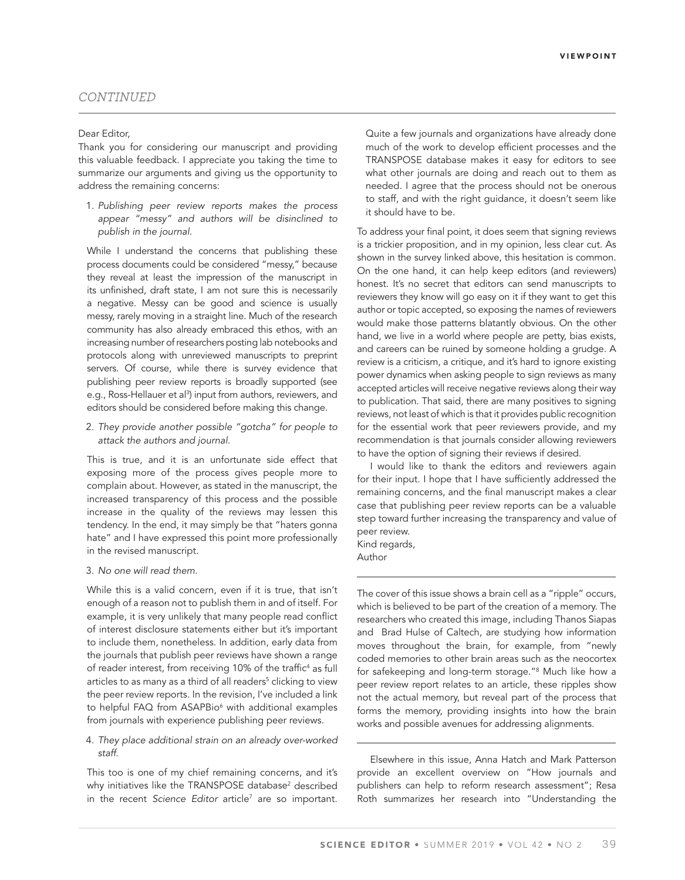*CONTINUED*

Dear Editor,

Thank you for considering our manuscript and providing this valuable feedback. I appreciate you taking the time to summarize our arguments and giving us the opportunity to address the remaining concerns:

1. *Publishing peer review reports makes the process appear "messy" and authors will be disinclined to publish in the journal.*

   While I understand the concerns that publishing these process documents could be considered "messy," because they reveal at least the impression of the manuscript in its unfinished, draft state, I am not sure this is necessarily a negative. Messy can be good and science is usually messy, rarely moving in a straight line. Much of the research community has also already embraced this ethos, with an increasing number of researchers posting lab notebooks and protocols along with unreviewed manuscripts to preprint servers. Of course, while there is survey evidence that publishing peer review reports is broadly supported (see e.g., Ross-Hellauer et al[3]) input from authors, reviewers, and editors should be considered before making this change.

2. *They provide another possible "gotcha" for people to attack the authors and journal.*

   This is true, and it is an unfortunate side effect that exposing more of the process gives people more to complain about. However, as stated in the manuscript, the increased transparency of this process and the possible increase in the quality of the reviews may lessen this tendency. In the end, it may simply be that "haters gonna hate" and I have expressed this point more professionally in the revised manuscript.

3. *No one will read them.*

   While this is a valid concern, even if it is true, that isn't enough of a reason not to publish them in and of itself. For example, it is very unlikely that many people read conflict of interest disclosure statements either but it's important to include them, nonetheless. In addition, early data from the journals that publish peer reviews have shown a range of reader interest, from receiving 10% of the traffic[4] as full articles to as many as a third of all readers[5] clicking to view the peer review reports. In the revision, I've included a link to helpful FAQ from ASAPBio[6] with additional examples from journals with experience publishing peer reviews.

4. *They place additional strain on an already over-worked staff.*

   This too is one of my chief remaining concerns, and it's why initiatives like the TRANSPOSE database[2] described in the recent *Science Editor* article[7] are so important. Quite a few journals and organizations have already done much of the work to develop efficient processes and the TRANSPOSE database makes it easy for editors to see what other journals are doing and reach out to them as needed. I agree that the process should not be onerous to staff, and with the right guidance, it doesn't seem like it should have to be.

To address your final point, it does seem that signing reviews is a trickier proposition, and in my opinion, less clear cut. As shown in the survey linked above, this hesitation is common. On the one hand, it can help keep editors (and reviewers) honest. It's no secret that editors can send manuscripts to reviewers they know will go easy on it if they want to get this author or topic accepted, so exposing the names of reviewers would make those patterns blatantly obvious. On the other hand, we live in a world where people are petty, bias exists, and careers can be ruined by someone holding a grudge. A review is a criticism, a critique, and it's hard to ignore existing power dynamics when asking people to sign reviews as many accepted articles will receive negative reviews along their way to publication. That said, there are many positives to signing reviews, not least of which is that it provides public recognition for the essential work that peer reviewers provide, and my recommendation is that journals consider allowing reviewers to have the option of signing their reviews if desired.

I would like to thank the editors and reviewers again for their input. I hope that I have sufficiently addressed the remaining concerns, and the final manuscript makes a clear case that publishing peer review reports can be a valuable step toward further increasing the transparency and value of peer review.

Kind regards,
Author

---

The cover of this issue shows a brain cell as a "ripple" occurs, which is believed to be part of the creation of a memory. The researchers who created this image, including Thanos Siapas and Brad Hulse of Caltech, are studying how information moves throughout the brain, for example, from "newly coded memories to other brain areas such as the neocortex for safekeeping and long-term storage."[8] Much like how a peer review report relates to an article, these ripples show not the actual memory, but reveal part of the process that forms the memory, providing insights into how the brain works and possible avenues for addressing alignments.

---

Elsewhere in this issue, Anna Hatch and Mark Patterson provide an excellent overview on "How journals and publishers can help to reform research assessment"; Resa Roth summarizes her research into "Understanding the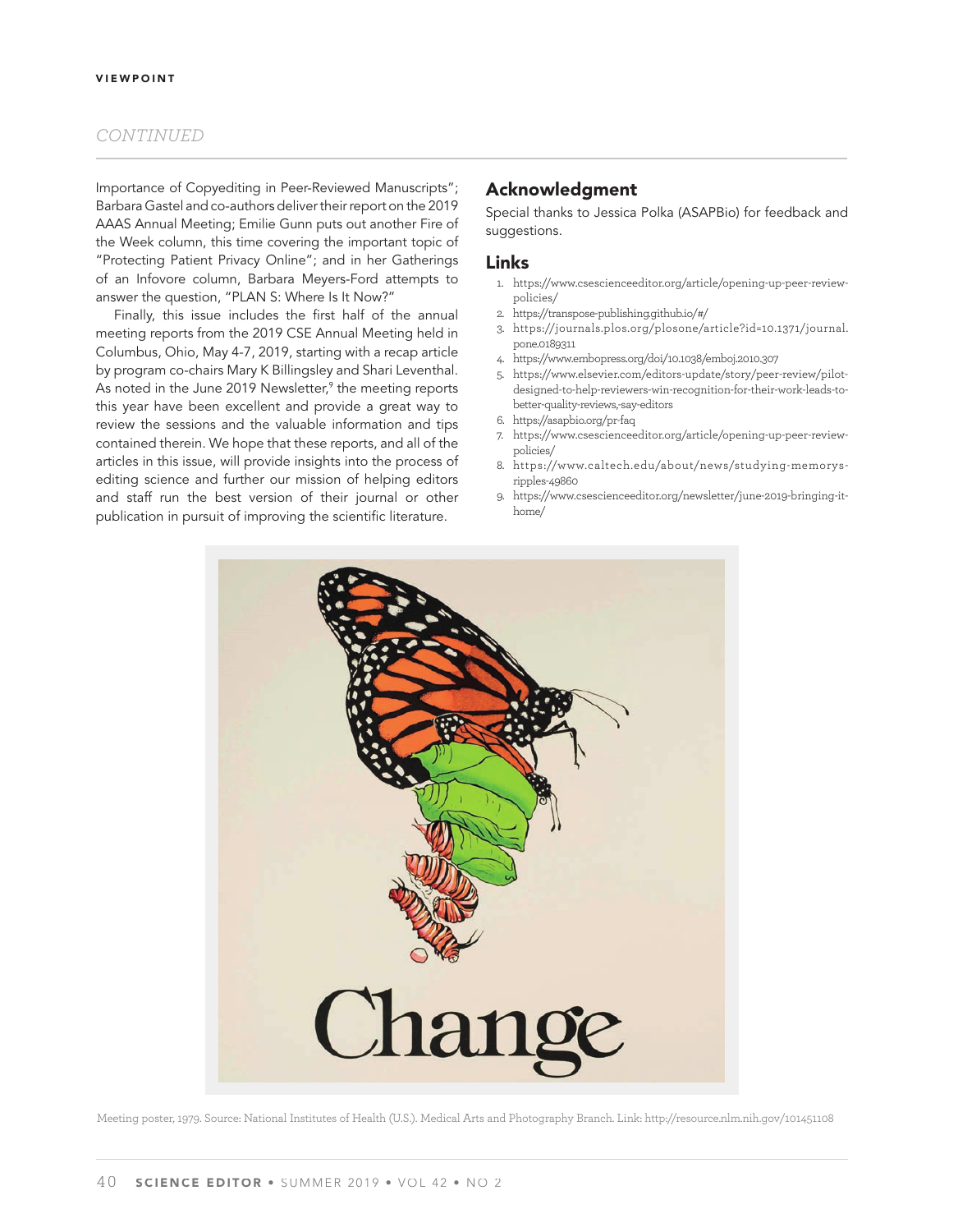Importance of Copyediting in Peer-Reviewed Manuscripts"; Barbara Gastel and co-authors deliver their report on the 2019 AAAS Annual Meeting; Emilie Gunn puts out another Fire of the Week column, this time covering the important topic of "Protecting Patient Privacy Online"; and in her Gatherings of an Infovore column, Barbara Meyers-Ford attempts to answer the question, "PLAN S: Where Is It Now?"

Finally, this issue includes the first half of the annual meeting reports from the 2019 CSE Annual Meeting held in Columbus, Ohio, May 4-7, 2019, starting with a recap article by program co-chairs Mary K Billingsley and Shari Leventhal. As noted in the June 2019 Newsletter,[9] the meeting reports this year have been excellent and provide a great way to review the sessions and the valuable information and tips contained therein. We hope that these reports, and all of the articles in this issue, will provide insights into the process of editing science and further our mission of helping editors and staff run the best version of their journal or other publication in pursuit of improving the scientific literature.

## Acknowledgment

Special thanks to Jessica Polka (ASAPBio) for feedback and suggestions.

## Links

1. https://www.csescienceeditor.org/article/opening-up-peer-review-policies/
2. https://transpose-publishing.github.io/#/
3. https://journals.plos.org/plosone/article?id=10.1371/journal.pone.0189311
4. https://www.embopress.org/doi/10.1038/emboj.2010.307
5. https://www.elsevier.com/editors-update/story/peer-review/pilot-designed-to-help-reviewers-win-recognition-for-their-work-leads-to-better-quality-reviews,-say-editors
6. https://asapbio.org/pr-faq
7. https://www.csescienceeditor.org/article/opening-up-peer-review-policies/
8. https://www.caltech.edu/about/news/studying-memorys-ripples-49860
9. https://www.csescienceeditor.org/newsletter/june-2019-bringing-it-home/

Meeting poster, 1979. Source: National Institutes of Health (U.S.). Medical Arts and Photography Branch. Link: http://resource.nlm.nih.gov/101451108